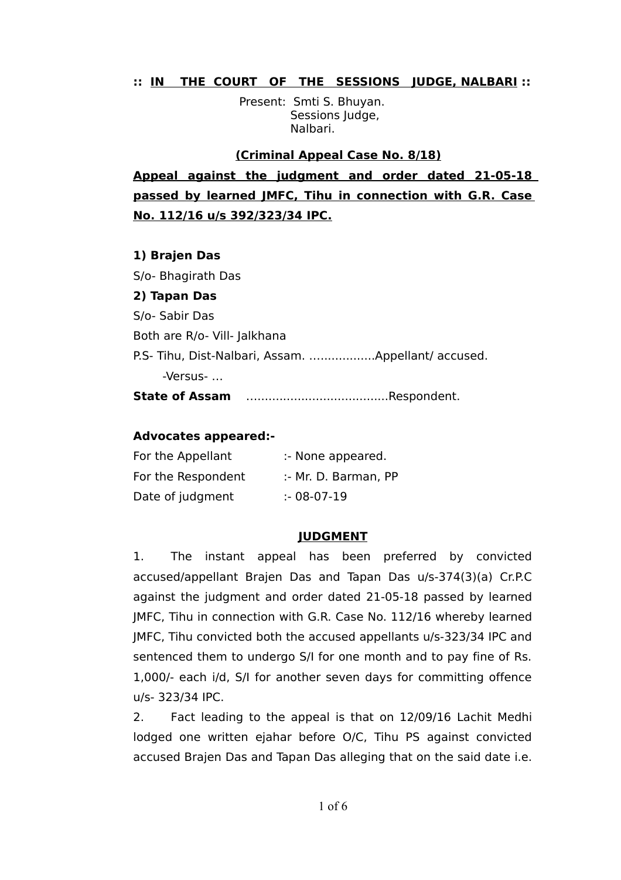**:: IN THE COURT OF THE SESSIONS JUDGE, NALBARI ::**

Present: Smti S. Bhuyan.
Sessions Judge,
Nalbari.

**(Criminal Appeal Case No. 8/18)**

**Appeal against the judgment and order dated 21-05-18 passed by learned JMFC, Tihu in connection with G.R. Case No. 112/16 u/s 392/323/34 IPC.**

**1) Brajen Das**

S/o- Bhagirath Das

**2) Tapan Das**

S/o- Sabir Das

Both are R/o- Vill- Jalkhana

P.S- Tihu, Dist-Nalbari, Assam. ………………Appellant/ accused.

-Versus- …

**State of Assam** …………………………………Respondent.

**Advocates appeared:-**

| | |
|---|---|
| For the Appellant | :- None appeared. |
| For the Respondent | :- Mr. D. Barman, PP |
| Date of judgment | :- 08-07-19 |

**JUDGMENT**

1. The instant appeal has been preferred by convicted accused/appellant Brajen Das and Tapan Das u/s-374(3)(a) Cr.P.C against the judgment and order dated 21-05-18 passed by learned JMFC, Tihu in connection with G.R. Case No. 112/16 whereby learned JMFC, Tihu convicted both the accused appellants u/s-323/34 IPC and sentenced them to undergo S/I for one month and to pay fine of Rs. 1,000/- each i/d, S/I for another seven days for committing offence u/s- 323/34 IPC.

2. Fact leading to the appeal is that on 12/09/16 Lachit Medhi lodged one written ejahar before O/C, Tihu PS against convicted accused Brajen Das and Tapan Das alleging that on the said date i.e.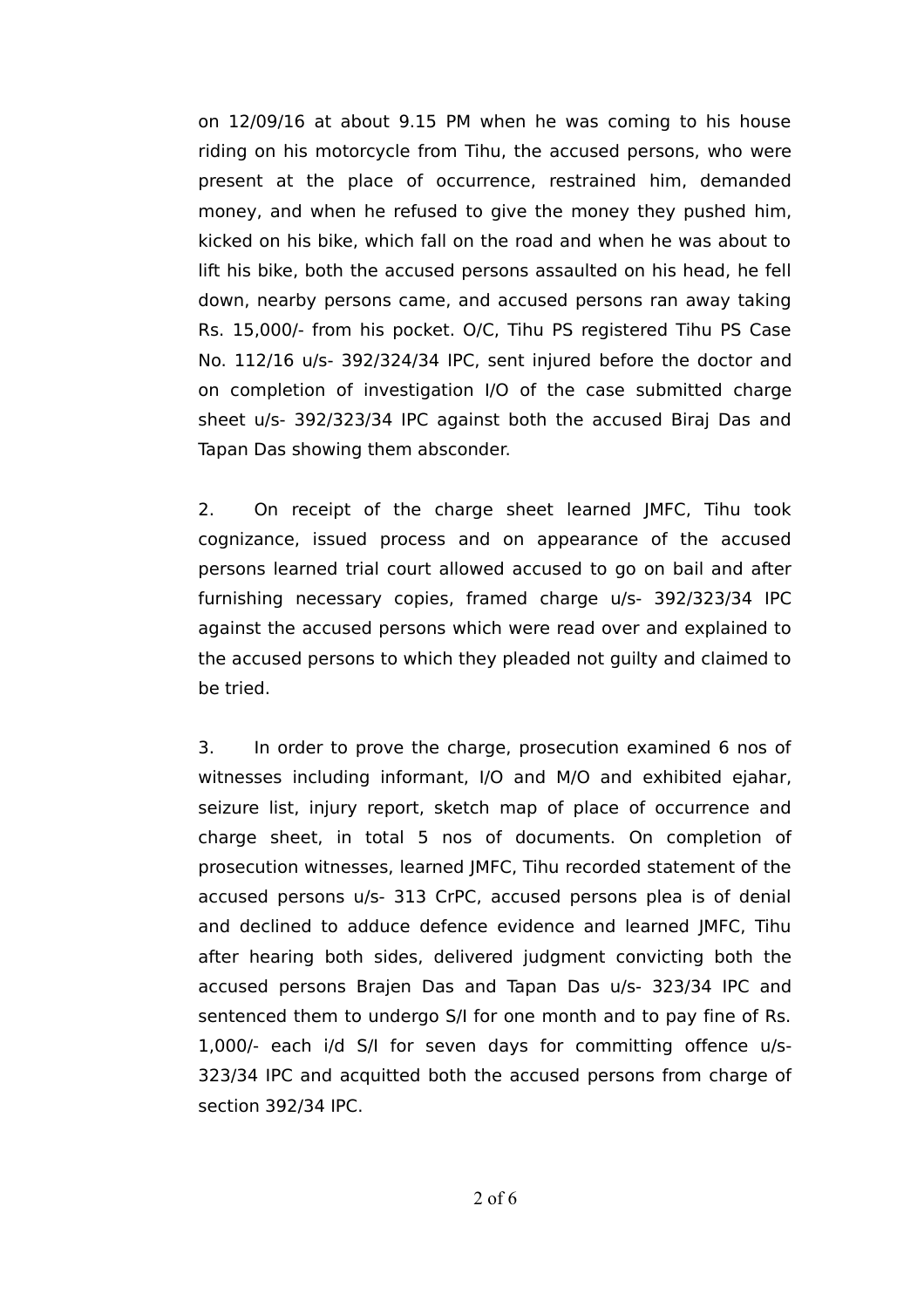on 12/09/16 at about 9.15 PM when he was coming to his house riding on his motorcycle from Tihu, the accused persons, who were present at the place of occurrence, restrained him, demanded money, and when he refused to give the money they pushed him, kicked on his bike, which fall on the road and when he was about to lift his bike, both the accused persons assaulted on his head, he fell down, nearby persons came, and accused persons ran away taking Rs. 15,000/- from his pocket. O/C, Tihu PS registered Tihu PS Case No. 112/16 u/s- 392/324/34 IPC, sent injured before the doctor and on completion of investigation I/O of the case submitted charge sheet u/s- 392/323/34 IPC against both the accused Biraj Das and Tapan Das showing them absconder.

2. On receipt of the charge sheet learned JMFC, Tihu took cognizance, issued process and on appearance of the accused persons learned trial court allowed accused to go on bail and after furnishing necessary copies, framed charge u/s- 392/323/34 IPC against the accused persons which were read over and explained to the accused persons to which they pleaded not guilty and claimed to be tried.

3. In order to prove the charge, prosecution examined 6 nos of witnesses including informant, I/O and M/O and exhibited ejahar, seizure list, injury report, sketch map of place of occurrence and charge sheet, in total 5 nos of documents. On completion of prosecution witnesses, learned JMFC, Tihu recorded statement of the accused persons u/s- 313 CrPC, accused persons plea is of denial and declined to adduce defence evidence and learned JMFC, Tihu after hearing both sides, delivered judgment convicting both the accused persons Brajen Das and Tapan Das u/s- 323/34 IPC and sentenced them to undergo S/I for one month and to pay fine of Rs. 1,000/- each i/d S/I for seven days for committing offence u/s- 323/34 IPC and acquitted both the accused persons from charge of section 392/34 IPC.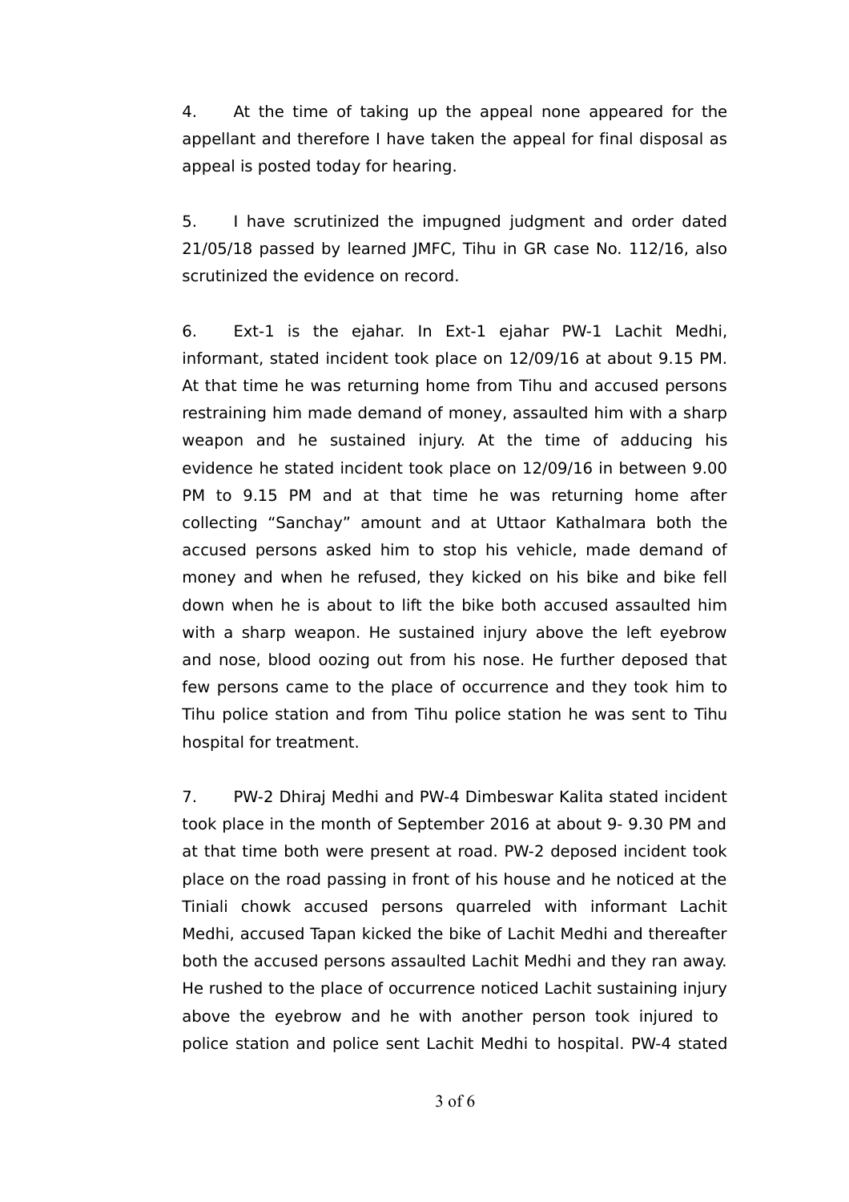4. At the time of taking up the appeal none appeared for the appellant and therefore I have taken the appeal for final disposal as appeal is posted today for hearing.

5. I have scrutinized the impugned judgment and order dated 21/05/18 passed by learned JMFC, Tihu in GR case No. 112/16, also scrutinized the evidence on record.

6. Ext-1 is the ejahar. In Ext-1 ejahar PW-1 Lachit Medhi, informant, stated incident took place on 12/09/16 at about 9.15 PM. At that time he was returning home from Tihu and accused persons restraining him made demand of money, assaulted him with a sharp weapon and he sustained injury. At the time of adducing his evidence he stated incident took place on 12/09/16 in between 9.00 PM to 9.15 PM and at that time he was returning home after collecting "Sanchay" amount and at Uttaor Kathalmara both the accused persons asked him to stop his vehicle, made demand of money and when he refused, they kicked on his bike and bike fell down when he is about to lift the bike both accused assaulted him with a sharp weapon. He sustained injury above the left eyebrow and nose, blood oozing out from his nose. He further deposed that few persons came to the place of occurrence and they took him to Tihu police station and from Tihu police station he was sent to Tihu hospital for treatment.

7. PW-2 Dhiraj Medhi and PW-4 Dimbeswar Kalita stated incident took place in the month of September 2016 at about 9- 9.30 PM and at that time both were present at road. PW-2 deposed incident took place on the road passing in front of his house and he noticed at the Tiniali chowk accused persons quarreled with informant Lachit Medhi, accused Tapan kicked the bike of Lachit Medhi and thereafter both the accused persons assaulted Lachit Medhi and they ran away. He rushed to the place of occurrence noticed Lachit sustaining injury above the eyebrow and he with another person took injured to police station and police sent Lachit Medhi to hospital. PW-4 stated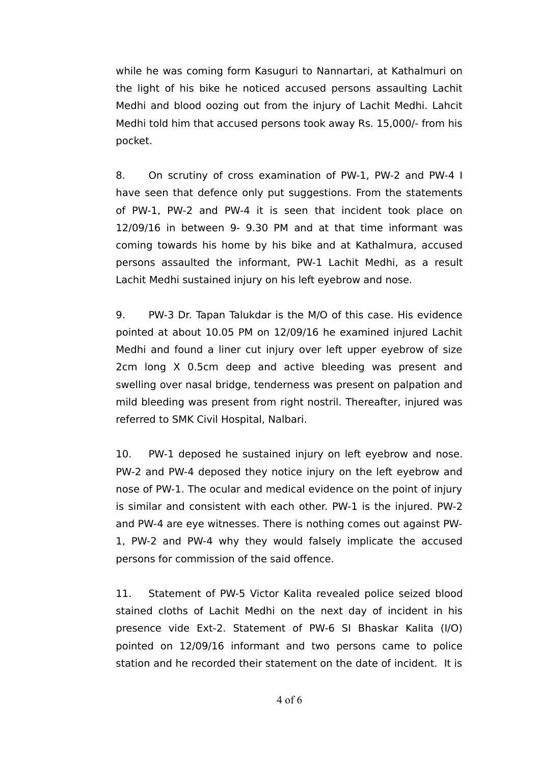while he was coming form Kasuguri to Nannartari, at Kathalmuri on the light of his bike he noticed accused persons assaulting Lachit Medhi and blood oozing out from the injury of Lachit Medhi. Lahcit Medhi told him that accused persons took away Rs. 15,000/- from his pocket.

8. On scrutiny of cross examination of PW-1, PW-2 and PW-4 I have seen that defence only put suggestions. From the statements of PW-1, PW-2 and PW-4 it is seen that incident took place on 12/09/16 in between 9- 9.30 PM and at that time informant was coming towards his home by his bike and at Kathalmura, accused persons assaulted the informant, PW-1 Lachit Medhi, as a result Lachit Medhi sustained injury on his left eyebrow and nose.

9. PW-3 Dr. Tapan Talukdar is the M/O of this case. His evidence pointed at about 10.05 PM on 12/09/16 he examined injured Lachit Medhi and found a liner cut injury over left upper eyebrow of size 2cm long X 0.5cm deep and active bleeding was present and swelling over nasal bridge, tenderness was present on palpation and mild bleeding was present from right nostril. Thereafter, injured was referred to SMK Civil Hospital, Nalbari.

10. PW-1 deposed he sustained injury on left eyebrow and nose. PW-2 and PW-4 deposed they notice injury on the left eyebrow and nose of PW-1. The ocular and medical evidence on the point of injury is similar and consistent with each other. PW-1 is the injured. PW-2 and PW-4 are eye witnesses. There is nothing comes out against PW-1, PW-2 and PW-4 why they would falsely implicate the accused persons for commission of the said offence.

11. Statement of PW-5 Victor Kalita revealed police seized blood stained cloths of Lachit Medhi on the next day of incident in his presence vide Ext-2. Statement of PW-6 SI Bhaskar Kalita (I/O) pointed on 12/09/16 informant and two persons came to police station and he recorded their statement on the date of incident. It is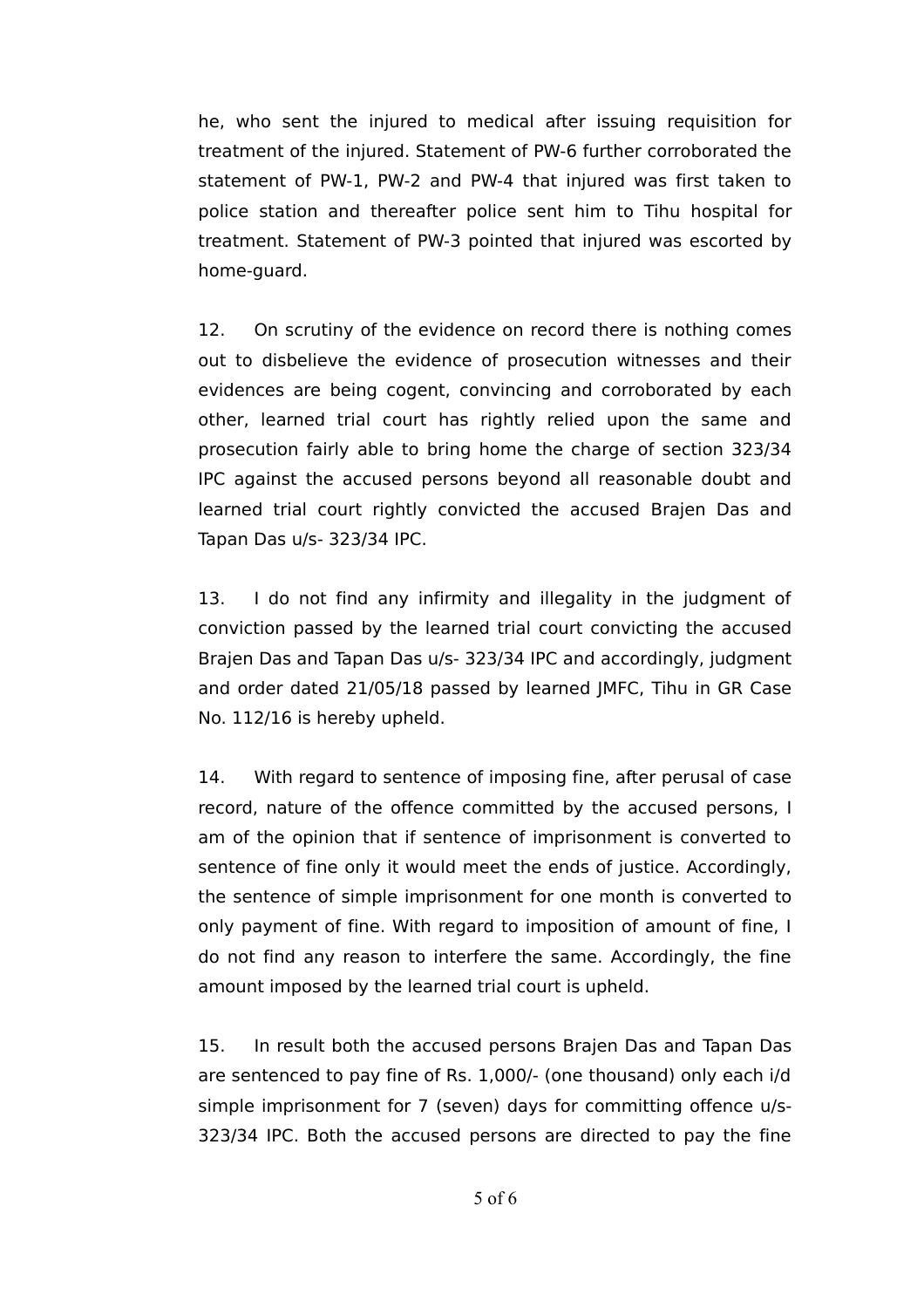he, who sent the injured to medical after issuing requisition for treatment of the injured. Statement of PW-6 further corroborated the statement of PW-1, PW-2 and PW-4 that injured was first taken to police station and thereafter police sent him to Tihu hospital for treatment. Statement of PW-3 pointed that injured was escorted by home-guard.

12. On scrutiny of the evidence on record there is nothing comes out to disbelieve the evidence of prosecution witnesses and their evidences are being cogent, convincing and corroborated by each other, learned trial court has rightly relied upon the same and prosecution fairly able to bring home the charge of section 323/34 IPC against the accused persons beyond all reasonable doubt and learned trial court rightly convicted the accused Brajen Das and Tapan Das u/s- 323/34 IPC.

13. I do not find any infirmity and illegality in the judgment of conviction passed by the learned trial court convicting the accused Brajen Das and Tapan Das u/s- 323/34 IPC and accordingly, judgment and order dated 21/05/18 passed by learned JMFC, Tihu in GR Case No. 112/16 is hereby upheld.

14. With regard to sentence of imposing fine, after perusal of case record, nature of the offence committed by the accused persons, I am of the opinion that if sentence of imprisonment is converted to sentence of fine only it would meet the ends of justice. Accordingly, the sentence of simple imprisonment for one month is converted to only payment of fine. With regard to imposition of amount of fine, I do not find any reason to interfere the same. Accordingly, the fine amount imposed by the learned trial court is upheld.

15. In result both the accused persons Brajen Das and Tapan Das are sentenced to pay fine of Rs. 1,000/- (one thousand) only each i/d simple imprisonment for 7 (seven) days for committing offence u/s- 323/34 IPC. Both the accused persons are directed to pay the fine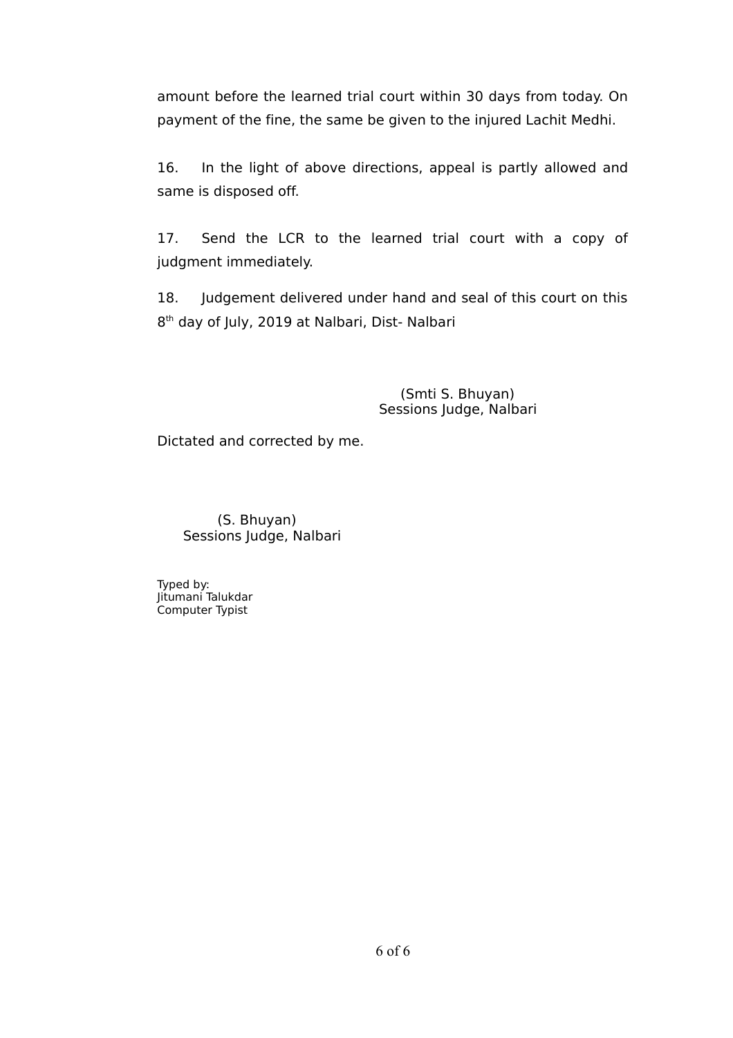amount before the learned trial court within 30 days from today. On payment of the fine, the same be given to the injured Lachit Medhi.

16. In the light of above directions, appeal is partly allowed and same is disposed off.

17. Send the LCR to the learned trial court with a copy of judgment immediately.

18. Judgement delivered under hand and seal of this court on this 8th day of July, 2019 at Nalbari, Dist- Nalbari

(Smti S. Bhuyan)
Sessions Judge, Nalbari

Dictated and corrected by me.

(S. Bhuyan)
Sessions Judge, Nalbari

Typed by:
Jitumani Talukdar
Computer Typist